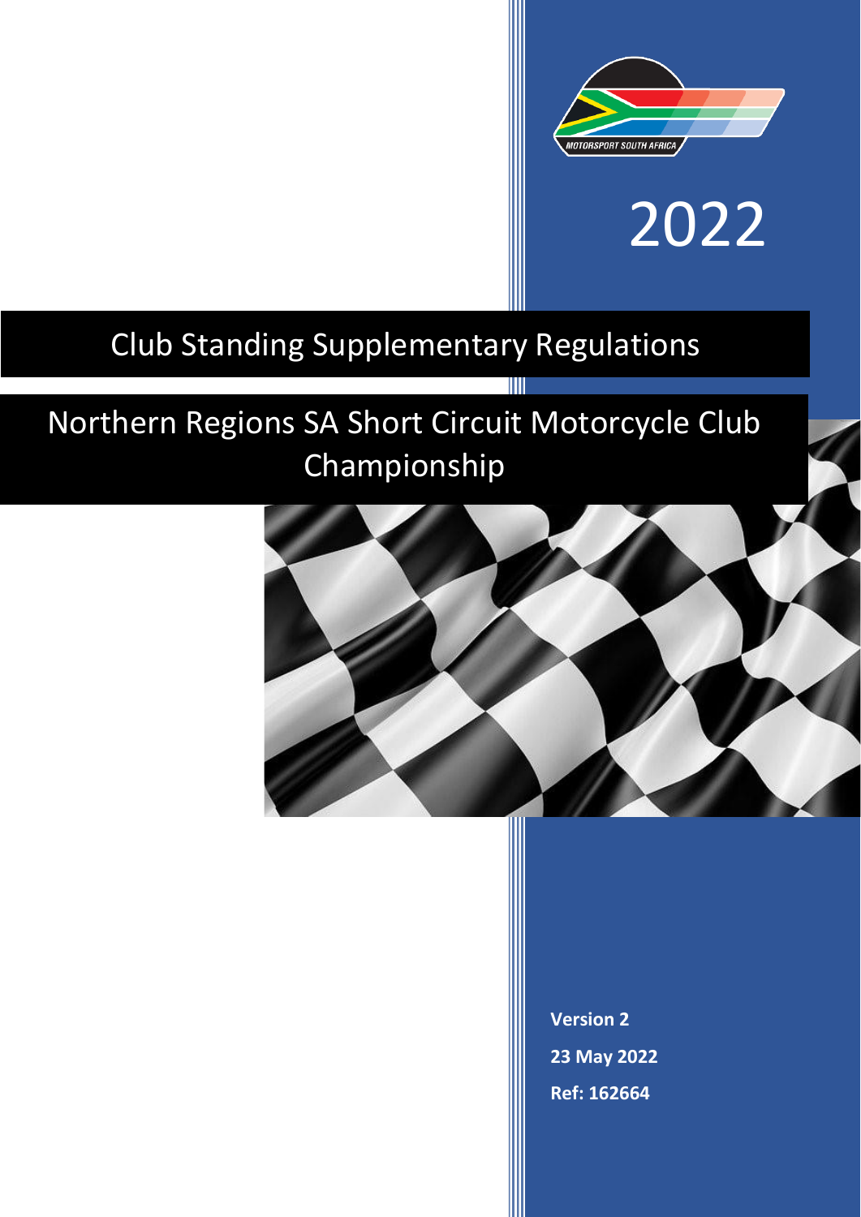2022

# Club Standing Supplementary Regulations

# Northern Regions SA Short Circuit Motorcycle Club Championship

**Version 2**

**23 May 2022**

**Ref: 162664**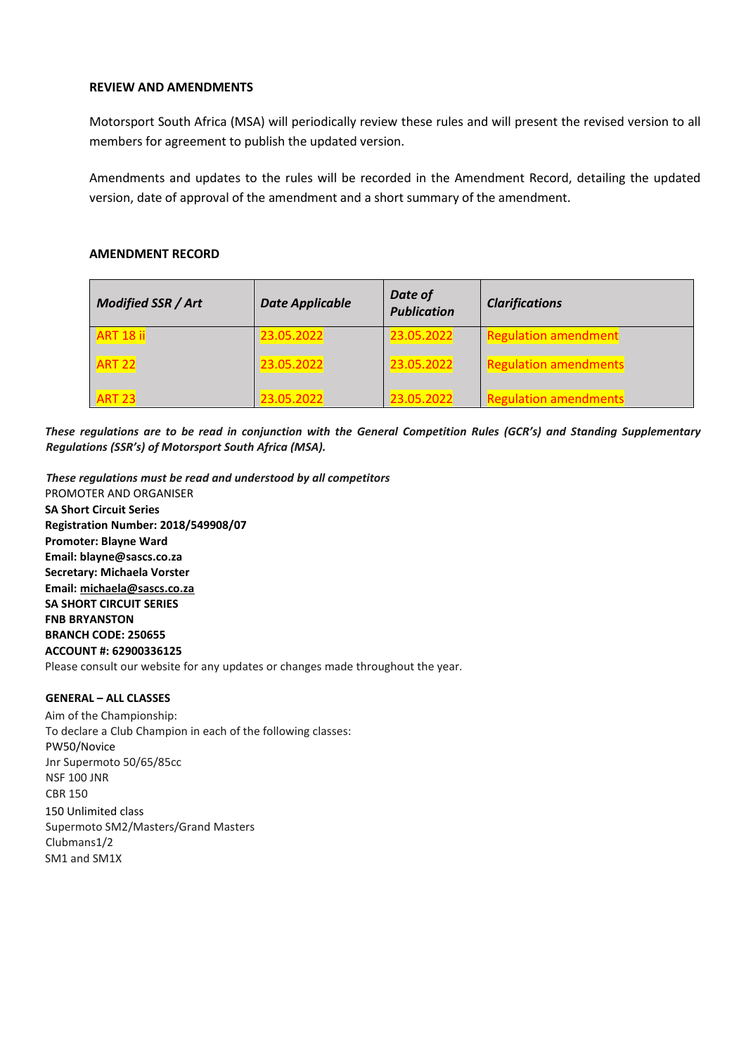**REVIEW AND AMENDMENTS**

Motorsport South Africa (MSA) will periodically review these rules and will present the revised version to all members for agreement to publish the updated version.

Amendments and updates to the rules will be recorded in the Amendment Record, detailing the updated version, date of approval of the amendment and a short summary of the amendment.

**AMENDMENT RECORD**

| *Modified SSR / Art* | *Date Applicable* | *Date of Publication* | *Clarifications* |
|---|---|---|---|
| ART 18 ii | 23.05.2022 | 23.05.2022 | Regulation amendment |
| ART 22 | 23.05.2022 | 23.05.2022 | Regulation amendments |
| ART 23 | 23.05.2022 | 23.05.2022 | Regulation amendments |

***These regulations are to be read in conjunction with the General Competition Rules (GCR's) and Standing Supplementary Regulations (SSR's) of Motorsport South Africa (MSA).***

***These regulations must be read and understood by all competitors***

PROMOTER AND ORGANISER

**SA Short Circuit Series**
**Registration Number: 2018/549908/07**
**Promoter: Blayne Ward**
**Email: blayne@sascs.co.za**
**Secretary: Michaela Vorster**
**Email: michaela@sascs.co.za**
**SA SHORT CIRCUIT SERIES**
**FNB BRYANSTON**
**BRANCH CODE: 250655**
**ACCOUNT #: 62900336125**

Please consult our website for any updates or changes made throughout the year.

**GENERAL – ALL CLASSES**

Aim of the Championship:

To declare a Club Champion in each of the following classes:

PW50/Novice
Jnr Supermoto 50/65/85cc
NSF 100 JNR
CBR 150
150 Unlimited class
Supermoto SM2/Masters/Grand Masters
Clubmans1/2
SM1 and SM1X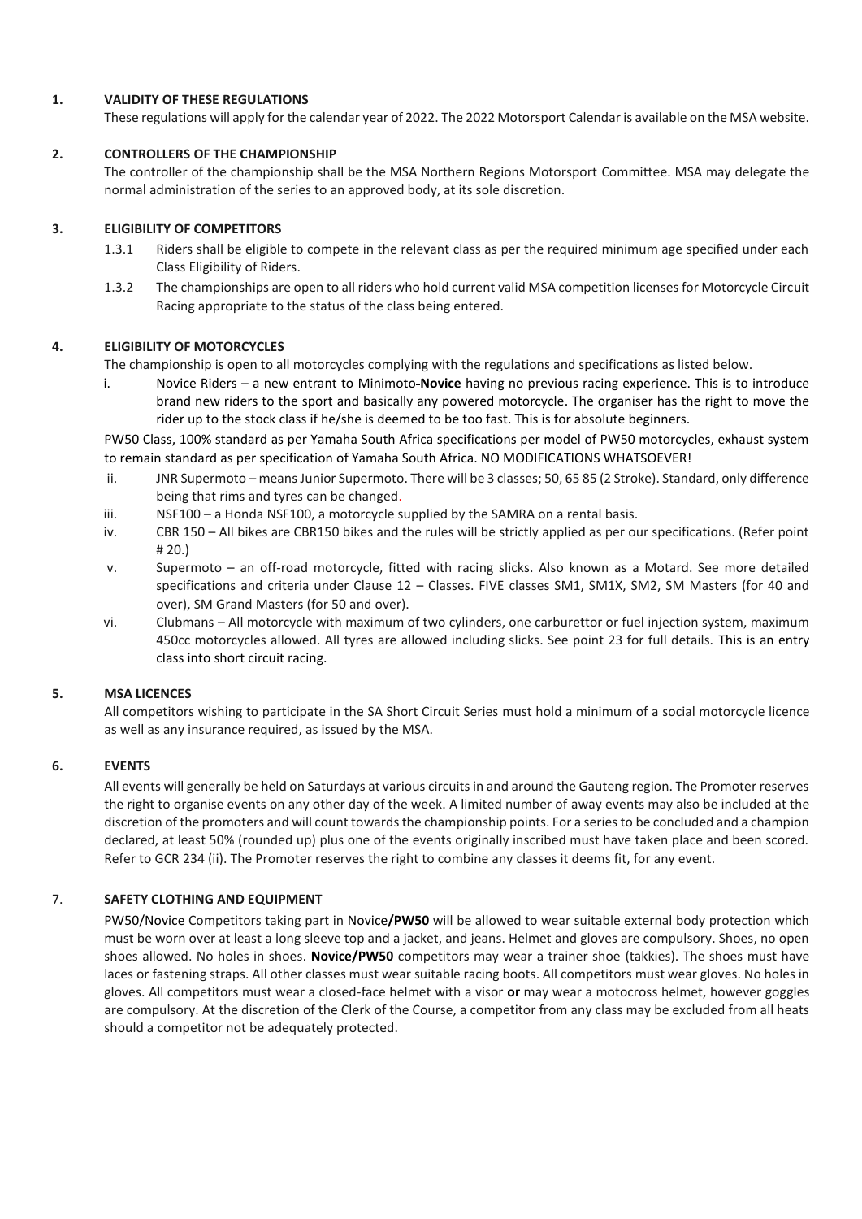## 1. VALIDITY OF THESE REGULATIONS

These regulations will apply for the calendar year of 2022. The 2022 Motorsport Calendar is available on the MSA website.

## 2. CONTROLLERS OF THE CHAMPIONSHIP

The controller of the championship shall be the MSA Northern Regions Motorsport Committee. MSA may delegate the normal administration of the series to an approved body, at its sole discretion.

## 3. ELIGIBILITY OF COMPETITORS

1.3.1 Riders shall be eligible to compete in the relevant class as per the required minimum age specified under each Class Eligibility of Riders.

1.3.2 The championships are open to all riders who hold current valid MSA competition licenses for Motorcycle Circuit Racing appropriate to the status of the class being entered.

## 4. ELIGIBILITY OF MOTORCYCLES

The championship is open to all motorcycles complying with the regulations and specifications as listed below.

i. Novice Riders – a new entrant to Minimoto-**Novice** having no previous racing experience. This is to introduce brand new riders to the sport and basically any powered motorcycle. The organiser has the right to move the rider up to the stock class if he/she is deemed to be too fast. This is for absolute beginners.

PW50 Class, 100% standard as per Yamaha South Africa specifications per model of PW50 motorcycles, exhaust system to remain standard as per specification of Yamaha South Africa. NO MODIFICATIONS WHATSOEVER!

ii. JNR Supermoto – means Junior Supermoto. There will be 3 classes; 50, 65 85 (2 Stroke). Standard, only difference being that rims and tyres can be changed.

iii. NSF100 – a Honda NSF100, a motorcycle supplied by the SAMRA on a rental basis.

iv. CBR 150 – All bikes are CBR150 bikes and the rules will be strictly applied as per our specifications. (Refer point # 20.)

v. Supermoto – an off-road motorcycle, fitted with racing slicks. Also known as a Motard. See more detailed specifications and criteria under Clause 12 – Classes. FIVE classes SM1, SM1X, SM2, SM Masters (for 40 and over), SM Grand Masters (for 50 and over).

vi. Clubmans – All motorcycle with maximum of two cylinders, one carburettor or fuel injection system, maximum 450cc motorcycles allowed. All tyres are allowed including slicks. See point 23 for full details. This is an entry class into short circuit racing.

## 5. MSA LICENCES

All competitors wishing to participate in the SA Short Circuit Series must hold a minimum of a social motorcycle licence as well as any insurance required, as issued by the MSA.

## 6. EVENTS

All events will generally be held on Saturdays at various circuits in and around the Gauteng region. The Promoter reserves the right to organise events on any other day of the week. A limited number of away events may also be included at the discretion of the promoters and will count towards the championship points. For a series to be concluded and a champion declared, at least 50% (rounded up) plus one of the events originally inscribed must have taken place and been scored. Refer to GCR 234 (ii). The Promoter reserves the right to combine any classes it deems fit, for any event.

## 7. SAFETY CLOTHING AND EQUIPMENT

PW50/Novice Competitors taking part in Novice**/PW50** will be allowed to wear suitable external body protection which must be worn over at least a long sleeve top and a jacket, and jeans. Helmet and gloves are compulsory. Shoes, no open shoes allowed. No holes in shoes. **Novice/PW50** competitors may wear a trainer shoe (takkies). The shoes must have laces or fastening straps. All other classes must wear suitable racing boots. All competitors must wear gloves. No holes in gloves. All competitors must wear a closed-face helmet with a visor **or** may wear a motocross helmet, however goggles are compulsory. At the discretion of the Clerk of the Course, a competitor from any class may be excluded from all heats should a competitor not be adequately protected.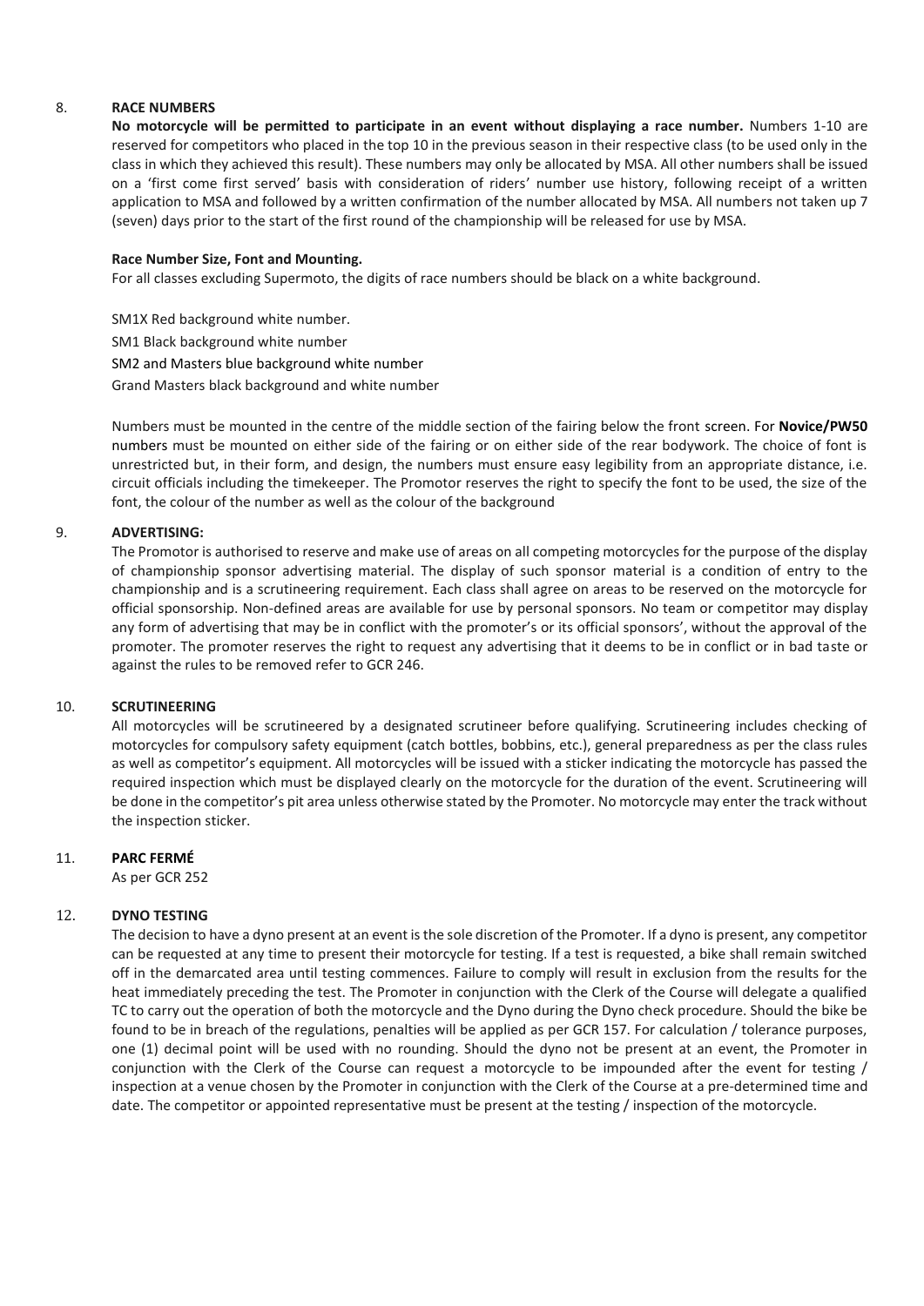## 8. RACE NUMBERS

**No motorcycle will be permitted to participate in an event without displaying a race number.** Numbers 1-10 are reserved for competitors who placed in the top 10 in the previous season in their respective class (to be used only in the class in which they achieved this result). These numbers may only be allocated by MSA. All other numbers shall be issued on a 'first come first served' basis with consideration of riders' number use history, following receipt of a written application to MSA and followed by a written confirmation of the number allocated by MSA. All numbers not taken up 7 (seven) days prior to the start of the first round of the championship will be released for use by MSA.

**Race Number Size, Font and Mounting.**

For all classes excluding Supermoto, the digits of race numbers should be black on a white background.

SM1X Red background white number.

SM1 Black background white number

SM2 and Masters blue background white number

Grand Masters black background and white number

Numbers must be mounted in the centre of the middle section of the fairing below the front screen. For **Novice/PW50** numbers must be mounted on either side of the fairing or on either side of the rear bodywork. The choice of font is unrestricted but, in their form, and design, the numbers must ensure easy legibility from an appropriate distance, i.e. circuit officials including the timekeeper. The Promotor reserves the right to specify the font to be used, the size of the font, the colour of the number as well as the colour of the background

## 9. ADVERTISING:

The Promotor is authorised to reserve and make use of areas on all competing motorcycles for the purpose of the display of championship sponsor advertising material. The display of such sponsor material is a condition of entry to the championship and is a scrutineering requirement. Each class shall agree on areas to be reserved on the motorcycle for official sponsorship. Non-defined areas are available for use by personal sponsors. No team or competitor may display any form of advertising that may be in conflict with the promoter's or its official sponsors', without the approval of the promoter. The promoter reserves the right to request any advertising that it deems to be in conflict or in bad taste or against the rules to be removed refer to GCR 246.

## 10. SCRUTINEERING

All motorcycles will be scrutineered by a designated scrutineer before qualifying. Scrutineering includes checking of motorcycles for compulsory safety equipment (catch bottles, bobbins, etc.), general preparedness as per the class rules as well as competitor's equipment. All motorcycles will be issued with a sticker indicating the motorcycle has passed the required inspection which must be displayed clearly on the motorcycle for the duration of the event. Scrutineering will be done in the competitor's pit area unless otherwise stated by the Promoter. No motorcycle may enter the track without the inspection sticker.

## 11. PARC FERMÉ

As per GCR 252

## 12. DYNO TESTING

The decision to have a dyno present at an event is the sole discretion of the Promoter. If a dyno is present, any competitor can be requested at any time to present their motorcycle for testing. If a test is requested, a bike shall remain switched off in the demarcated area until testing commences. Failure to comply will result in exclusion from the results for the heat immediately preceding the test. The Promoter in conjunction with the Clerk of the Course will delegate a qualified TC to carry out the operation of both the motorcycle and the Dyno during the Dyno check procedure. Should the bike be found to be in breach of the regulations, penalties will be applied as per GCR 157. For calculation / tolerance purposes, one (1) decimal point will be used with no rounding. Should the dyno not be present at an event, the Promoter in conjunction with the Clerk of the Course can request a motorcycle to be impounded after the event for testing / inspection at a venue chosen by the Promoter in conjunction with the Clerk of the Course at a pre-determined time and date. The competitor or appointed representative must be present at the testing / inspection of the motorcycle.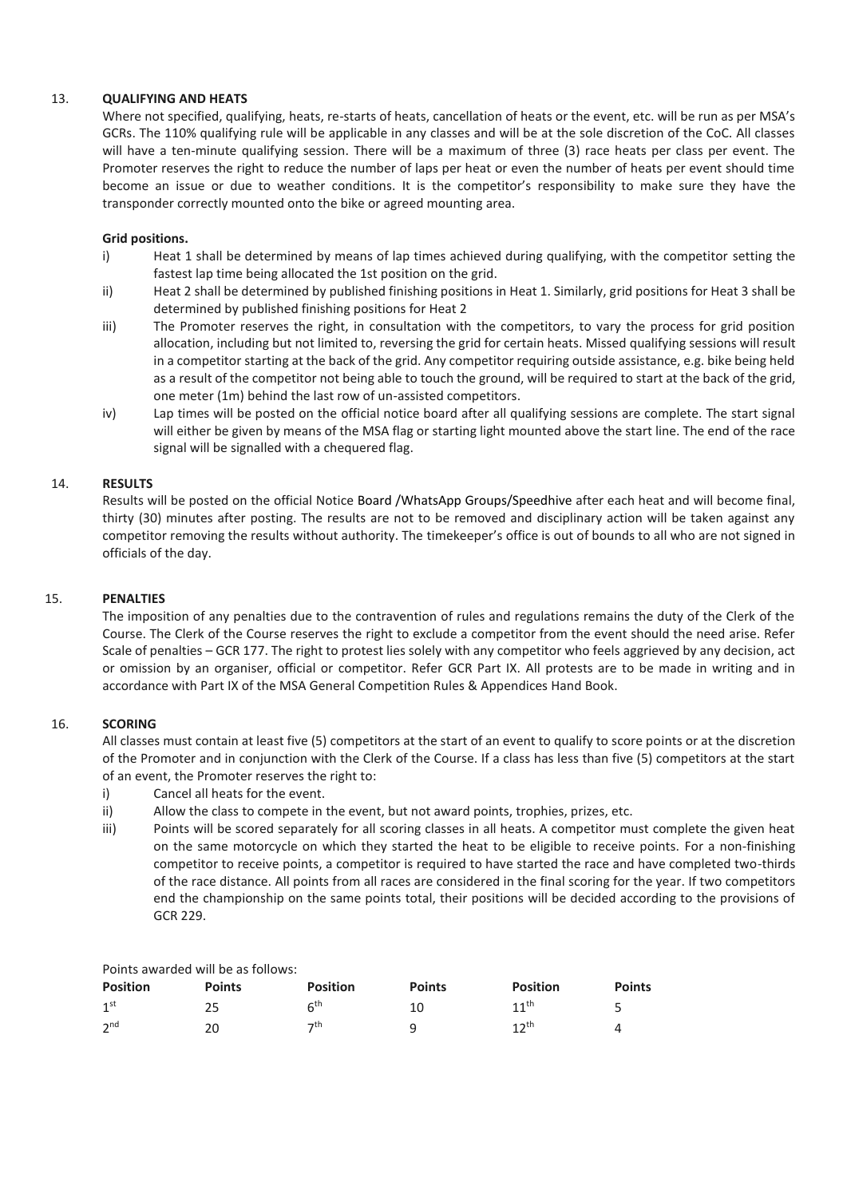## 13. QUALIFYING AND HEATS

Where not specified, qualifying, heats, re-starts of heats, cancellation of heats or the event, etc. will be run as per MSA's GCRs. The 110% qualifying rule will be applicable in any classes and will be at the sole discretion of the CoC. All classes will have a ten-minute qualifying session. There will be a maximum of three (3) race heats per class per event. The Promoter reserves the right to reduce the number of laps per heat or even the number of heats per event should time become an issue or due to weather conditions. It is the competitor's responsibility to make sure they have the transponder correctly mounted onto the bike or agreed mounting area.

**Grid positions.**

i) Heat 1 shall be determined by means of lap times achieved during qualifying, with the competitor setting the fastest lap time being allocated the 1st position on the grid.

ii) Heat 2 shall be determined by published finishing positions in Heat 1. Similarly, grid positions for Heat 3 shall be determined by published finishing positions for Heat 2

iii) The Promoter reserves the right, in consultation with the competitors, to vary the process for grid position allocation, including but not limited to, reversing the grid for certain heats. Missed qualifying sessions will result in a competitor starting at the back of the grid. Any competitor requiring outside assistance, e.g. bike being held as a result of the competitor not being able to touch the ground, will be required to start at the back of the grid, one meter (1m) behind the last row of un-assisted competitors.

iv) Lap times will be posted on the official notice board after all qualifying sessions are complete. The start signal will either be given by means of the MSA flag or starting light mounted above the start line. The end of the race signal will be signalled with a chequered flag.

## 14. RESULTS

Results will be posted on the official Notice Board /WhatsApp Groups/Speedhive after each heat and will become final, thirty (30) minutes after posting. The results are not to be removed and disciplinary action will be taken against any competitor removing the results without authority. The timekeeper's office is out of bounds to all who are not signed in officials of the day.

## 15. PENALTIES

The imposition of any penalties due to the contravention of rules and regulations remains the duty of the Clerk of the Course. The Clerk of the Course reserves the right to exclude a competitor from the event should the need arise. Refer Scale of penalties – GCR 177. The right to protest lies solely with any competitor who feels aggrieved by any decision, act or omission by an organiser, official or competitor. Refer GCR Part IX. All protests are to be made in writing and in accordance with Part IX of the MSA General Competition Rules & Appendices Hand Book.

## 16. SCORING

All classes must contain at least five (5) competitors at the start of an event to qualify to score points or at the discretion of the Promoter and in conjunction with the Clerk of the Course. If a class has less than five (5) competitors at the start of an event, the Promoter reserves the right to:

i) Cancel all heats for the event.

ii) Allow the class to compete in the event, but not award points, trophies, prizes, etc.

iii) Points will be scored separately for all scoring classes in all heats. A competitor must complete the given heat on the same motorcycle on which they started the heat to be eligible to receive points. For a non-finishing competitor to receive points, a competitor is required to have started the race and have completed two-thirds of the race distance. All points from all races are considered in the final scoring for the year. If two competitors end the championship on the same points total, their positions will be decided according to the provisions of GCR 229.

Points awarded will be as follows:

| Position | Points | Position | Points | Position | Points |
|---|---|---|---|---|---|
| 1st | 25 | 6th | 10 | 11th | 5 |
| 2nd | 20 | 7th | 9 | 12th | 4 |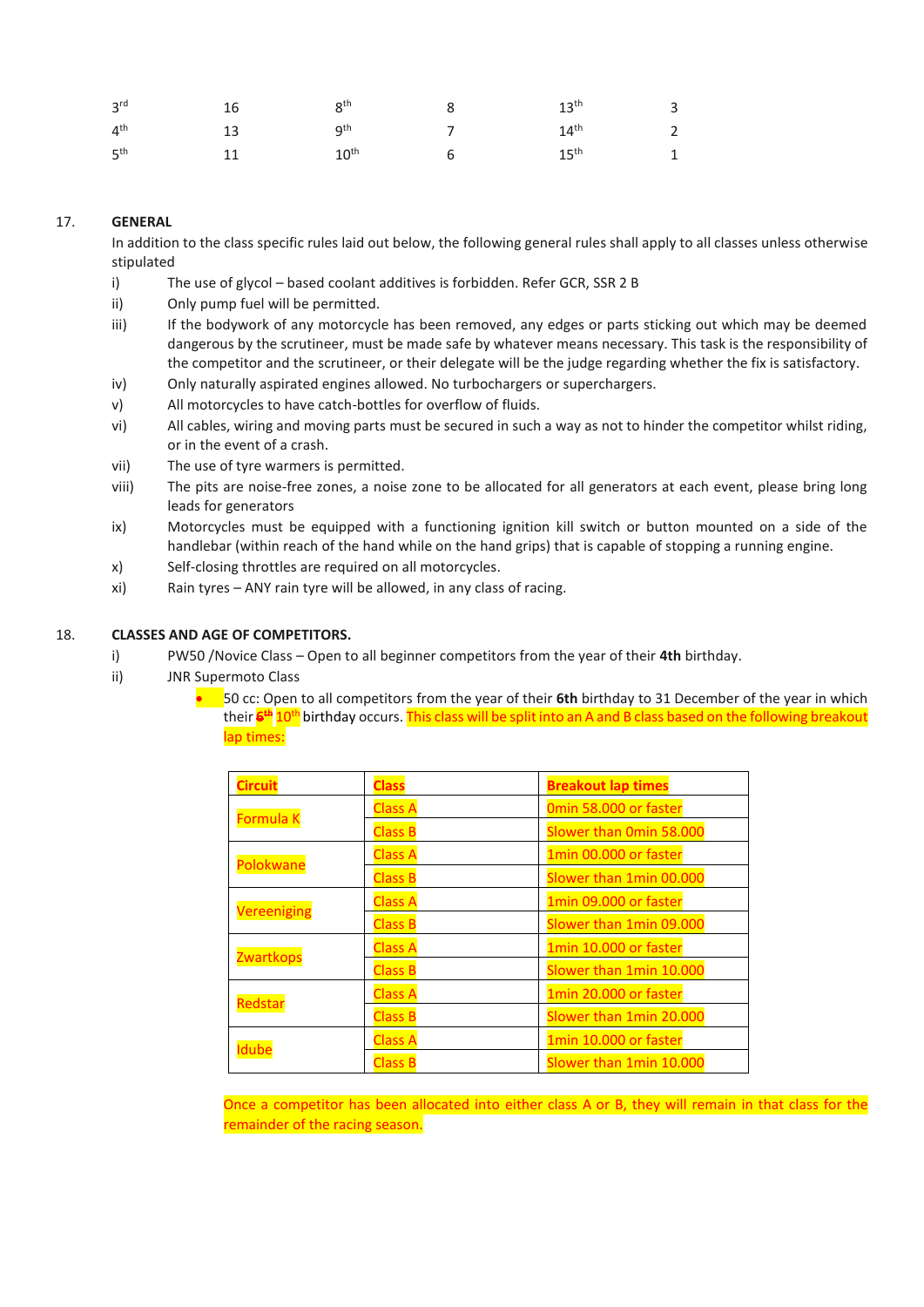| 3rd | 16 | 8th | 8 | 13th | 3 |
|---|---|---|---|---|---|
| 4th | 13 | 9th | 7 | 14th | 2 |
| 5th | 11 | 10th | 6 | 15th | 1 |

17. **GENERAL**

In addition to the class specific rules laid out below, the following general rules shall apply to all classes unless otherwise stipulated

i) The use of glycol – based coolant additives is forbidden. Refer GCR, SSR 2 B

ii) Only pump fuel will be permitted.

iii) If the bodywork of any motorcycle has been removed, any edges or parts sticking out which may be deemed dangerous by the scrutineer, must be made safe by whatever means necessary. This task is the responsibility of the competitor and the scrutineer, or their delegate will be the judge regarding whether the fix is satisfactory.

iv) Only naturally aspirated engines allowed. No turbochargers or superchargers.

v) All motorcycles to have catch-bottles for overflow of fluids.

vi) All cables, wiring and moving parts must be secured in such a way as not to hinder the competitor whilst riding, or in the event of a crash.

vii) The use of tyre warmers is permitted.

viii) The pits are noise-free zones, a noise zone to be allocated for all generators at each event, please bring long leads for generators

ix) Motorcycles must be equipped with a functioning ignition kill switch or button mounted on a side of the handlebar (within reach of the hand while on the hand grips) that is capable of stopping a running engine.

x) Self-closing throttles are required on all motorcycles.

xi) Rain tyres – ANY rain tyre will be allowed, in any class of racing.

18. **CLASSES AND AGE OF COMPETITORS.**

i) PW50 /Novice Class – Open to all beginner competitors from the year of their **4th** birthday.

ii) JNR Supermoto Class

- 50 cc: Open to all competitors from the year of their **6th** birthday to 31 December of the year in which their ~~6th~~ 10th birthday occurs. This class will be split into an A and B class based on the following breakout lap times:

| Circuit | Class | Breakout lap times |
|---|---|---|
| Formula K | Class A | 0min 58.000 or faster |
| | Class B | Slower than 0min 58.000 |
| Polokwane | Class A | 1min 00.000 or faster |
| | Class B | Slower than 1min 00.000 |
| Vereeniging | Class A | 1min 09.000 or faster |
| | Class B | Slower than 1min 09.000 |
| Zwartkops | Class A | 1min 10.000 or faster |
| | Class B | Slower than 1min 10.000 |
| Redstar | Class A | 1min 20.000 or faster |
| | Class B | Slower than 1min 20.000 |
| Idube | Class A | 1min 10.000 or faster |
| | Class B | Slower than 1min 10.000 |

Once a competitor has been allocated into either class A or B, they will remain in that class for the remainder of the racing season.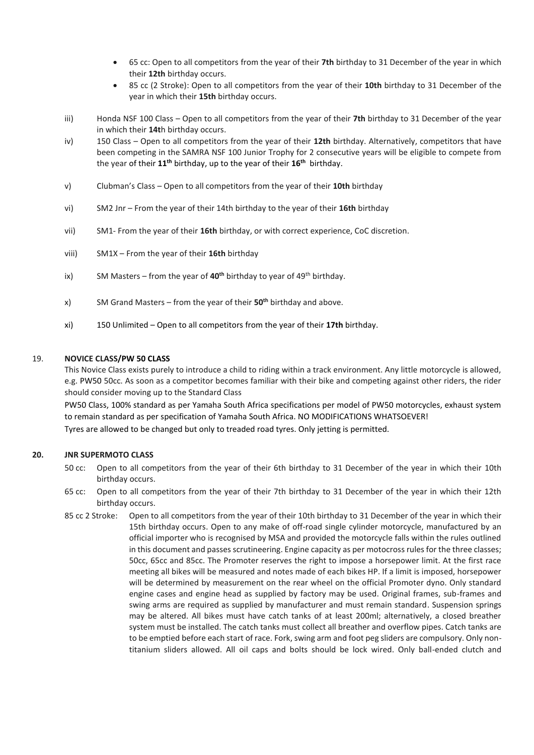- 65 cc: Open to all competitors from the year of their **7th** birthday to 31 December of the year in which their **12th** birthday occurs.
- 85 cc (2 Stroke): Open to all competitors from the year of their **10th** birthday to 31 December of the year in which their **15th** birthday occurs.

iii) Honda NSF 100 Class – Open to all competitors from the year of their **7th** birthday to 31 December of the year in which their **14t**h birthday occurs.

iv) 150 Class – Open to all competitors from the year of their **12th** birthday. Alternatively, competitors that have been competing in the SAMRA NSF 100 Junior Trophy for 2 consecutive years will be eligible to compete from the year of their **11th** birthday, up to the year of their **16th** birthday.

v) Clubman's Class – Open to all competitors from the year of their **10th** birthday

vi) SM2 Jnr – From the year of their 14th birthday to the year of their **16th** birthday

vii) SM1- From the year of their **16th** birthday, or with correct experience, CoC discretion.

viii) SM1X – From the year of their **16th** birthday

ix) SM Masters – from the year of **40th** birthday to year of 49th birthday.

x) SM Grand Masters – from the year of their **50th** birthday and above.

xi) 150 Unlimited – Open to all competitors from the year of their **17th** birthday.

## 19. NOVICE CLASS/PW 50 CLASS

This Novice Class exists purely to introduce a child to riding within a track environment. Any little motorcycle is allowed, e.g. PW50 50cc. As soon as a competitor becomes familiar with their bike and competing against other riders, the rider should consider moving up to the Standard Class

PW50 Class, 100% standard as per Yamaha South Africa specifications per model of PW50 motorcycles, exhaust system to remain standard as per specification of Yamaha South Africa. NO MODIFICATIONS WHATSOEVER!

Tyres are allowed to be changed but only to treaded road tyres. Only jetting is permitted.

## 20. JNR SUPERMOTO CLASS

50 cc: Open to all competitors from the year of their 6th birthday to 31 December of the year in which their 10th birthday occurs.

65 cc: Open to all competitors from the year of their 7th birthday to 31 December of the year in which their 12th birthday occurs.

85 cc 2 Stroke: Open to all competitors from the year of their 10th birthday to 31 December of the year in which their 15th birthday occurs. Open to any make of off-road single cylinder motorcycle, manufactured by an official importer who is recognised by MSA and provided the motorcycle falls within the rules outlined in this document and passes scrutineering. Engine capacity as per motocross rules for the three classes; 50cc, 65cc and 85cc. The Promoter reserves the right to impose a horsepower limit. At the first race meeting all bikes will be measured and notes made of each bikes HP. If a limit is imposed, horsepower will be determined by measurement on the rear wheel on the official Promoter dyno. Only standard engine cases and engine head as supplied by factory may be used. Original frames, sub-frames and swing arms are required as supplied by manufacturer and must remain standard. Suspension springs may be altered. All bikes must have catch tanks of at least 200ml; alternatively, a closed breather system must be installed. The catch tanks must collect all breather and overflow pipes. Catch tanks are to be emptied before each start of race. Fork, swing arm and foot peg sliders are compulsory. Only non-titanium sliders allowed. All oil caps and bolts should be lock wired. Only ball-ended clutch and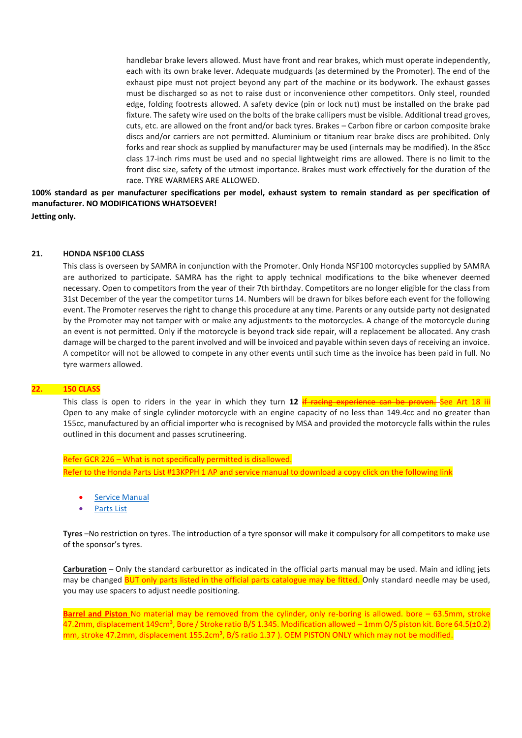handlebar brake levers allowed. Must have front and rear brakes, which must operate independently, each with its own brake lever. Adequate mudguards (as determined by the Promoter). The end of the exhaust pipe must not project beyond any part of the machine or its bodywork. The exhaust gasses must be discharged so as not to raise dust or inconvenience other competitors. Only steel, rounded edge, folding footrests allowed. A safety device (pin or lock nut) must be installed on the brake pad fixture. The safety wire used on the bolts of the brake callipers must be visible. Additional tread groves, cuts, etc. are allowed on the front and/or back tyres. Brakes – Carbon fibre or carbon composite brake discs and/or carriers are not permitted. Aluminium or titanium rear brake discs are prohibited. Only forks and rear shock as supplied by manufacturer may be used (internals may be modified). In the 85cc class 17-inch rims must be used and no special lightweight rims are allowed. There is no limit to the front disc size, safety of the utmost importance. Brakes must work effectively for the duration of the race. TYRE WARMERS ARE ALLOWED.

**100% standard as per manufacturer specifications per model, exhaust system to remain standard as per specification of manufacturer. NO MODIFICATIONS WHATSOEVER!**

**Jetting only.**

## 21. HONDA NSF100 CLASS

This class is overseen by SAMRA in conjunction with the Promoter. Only Honda NSF100 motorcycles supplied by SAMRA are authorized to participate. SAMRA has the right to apply technical modifications to the bike whenever deemed necessary. Open to competitors from the year of their 7th birthday. Competitors are no longer eligible for the class from 31st December of the year the competitor turns 14. Numbers will be drawn for bikes before each event for the following event. The Promoter reserves the right to change this procedure at any time. Parents or any outside party not designated by the Promoter may not tamper with or make any adjustments to the motorcycles. A change of the motorcycle during an event is not permitted. Only if the motorcycle is beyond track side repair, will a replacement be allocated. Any crash damage will be charged to the parent involved and will be invoiced and payable within seven days of receiving an invoice. A competitor will not be allowed to compete in any other events until such time as the invoice has been paid in full. No tyre warmers allowed.

## 22. 150 CLASS

This class is open to riders in the year in which they turn **12** ~~if racing experience can be proven.~~ See Art 18 iii Open to any make of single cylinder motorcycle with an engine capacity of no less than 149.4cc and no greater than 155cc, manufactured by an official importer who is recognised by MSA and provided the motorcycle falls within the rules outlined in this document and passes scrutineering.

Refer GCR 226 – What is not specifically permitted is disallowed.

Refer to the Honda Parts List #13KPPH 1 AP and service manual to download a copy click on the following link

- Service Manual
- Parts List

**Tyres** –No restriction on tyres. The introduction of a tyre sponsor will make it compulsory for all competitors to make use of the sponsor's tyres.

**Carburation** – Only the standard carburettor as indicated in the official parts manual may be used. Main and idling jets may be changed BUT only parts listed in the official parts catalogue may be fitted. Only standard needle may be used, you may use spacers to adjust needle positioning.

**Barrel and Piston** No material may be removed from the cylinder, only re-boring is allowed. bore – 63.5mm, stroke 47.2mm, displacement 149cm³, Bore / Stroke ratio B/S 1.345. Modification allowed – 1mm O/S piston kit. Bore 64.5(±0.2) mm, stroke 47.2mm, displacement 155.2cm³, B/S ratio 1.37 ). OEM PISTON ONLY which may not be modified.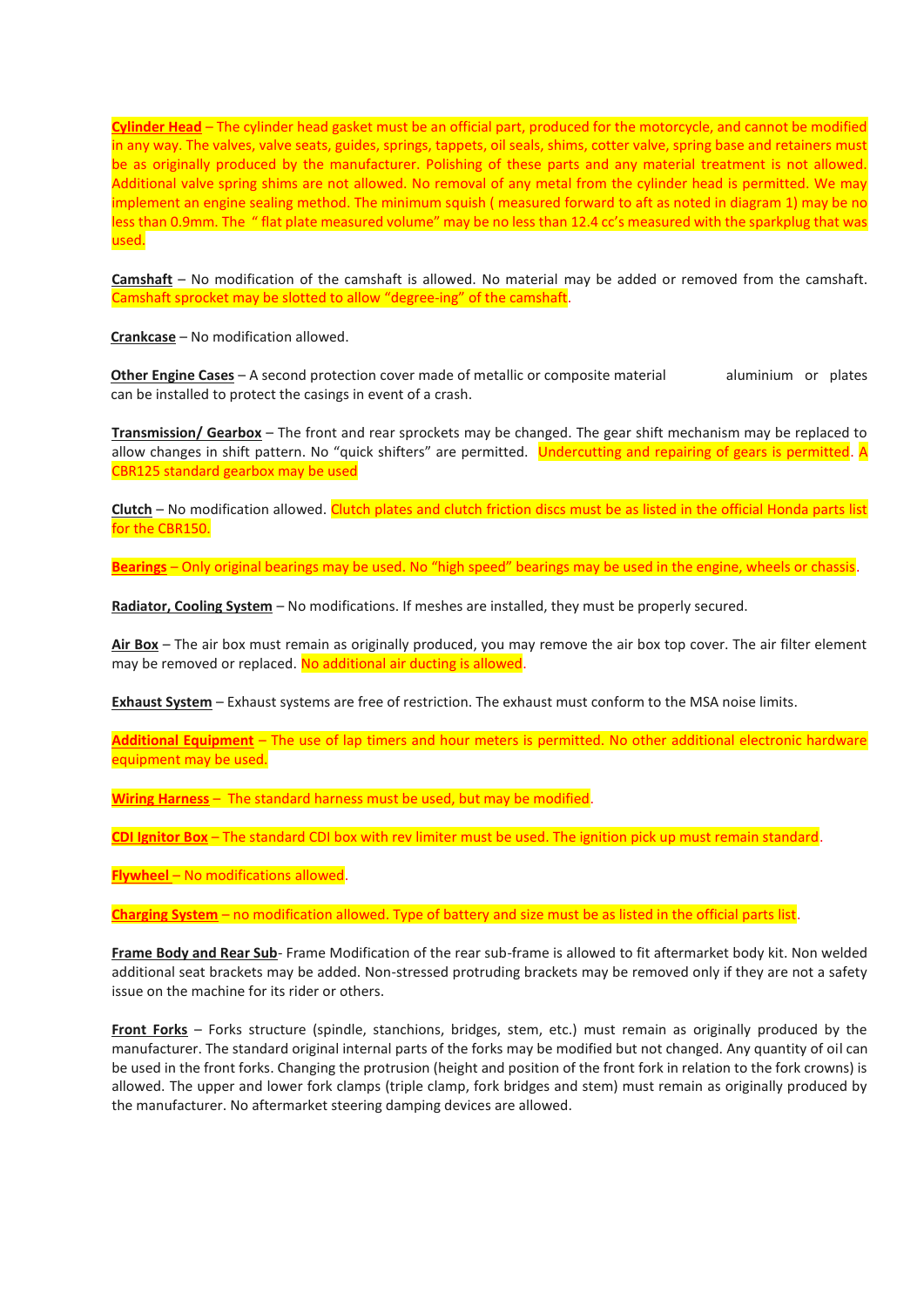**Cylinder Head** – The cylinder head gasket must be an official part, produced for the motorcycle, and cannot be modified in any way. The valves, valve seats, guides, springs, tappets, oil seals, shims, cotter valve, spring base and retainers must be as originally produced by the manufacturer. Polishing of these parts and any material treatment is not allowed. Additional valve spring shims are not allowed. No removal of any metal from the cylinder head is permitted. We may implement an engine sealing method. The minimum squish ( measured forward to aft as noted in diagram 1) may be no less than 0.9mm. The " flat plate measured volume" may be no less than 12.4 cc's measured with the sparkplug that was used.

**Camshaft** – No modification of the camshaft is allowed. No material may be added or removed from the camshaft. Camshaft sprocket may be slotted to allow "degree-ing" of the camshaft.

**Crankcase** – No modification allowed.

**Other Engine Cases** – A second protection cover made of metallic or composite material aluminium or plates can be installed to protect the casings in event of a crash.

**Transmission/ Gearbox** – The front and rear sprockets may be changed. The gear shift mechanism may be replaced to allow changes in shift pattern. No "quick shifters" are permitted. Undercutting and repairing of gears is permitted. A CBR125 standard gearbox may be used

**Clutch** – No modification allowed. Clutch plates and clutch friction discs must be as listed in the official Honda parts list for the CBR150.

**Bearings** – Only original bearings may be used. No "high speed" bearings may be used in the engine, wheels or chassis.

**Radiator, Cooling System** – No modifications. If meshes are installed, they must be properly secured.

**Air Box** – The air box must remain as originally produced, you may remove the air box top cover. The air filter element may be removed or replaced. No additional air ducting is allowed.

**Exhaust System** – Exhaust systems are free of restriction. The exhaust must conform to the MSA noise limits.

**Additional Equipment** – The use of lap timers and hour meters is permitted. No other additional electronic hardware equipment may be used.

**Wiring Harness** – The standard harness must be used, but may be modified.

**CDI Ignitor Box** – The standard CDI box with rev limiter must be used. The ignition pick up must remain standard.

**Flywheel** – No modifications allowed.

**Charging System** – no modification allowed. Type of battery and size must be as listed in the official parts list.

**Frame Body and Rear Sub**- Frame Modification of the rear sub-frame is allowed to fit aftermarket body kit. Non welded additional seat brackets may be added. Non-stressed protruding brackets may be removed only if they are not a safety issue on the machine for its rider or others.

**Front Forks** – Forks structure (spindle, stanchions, bridges, stem, etc.) must remain as originally produced by the manufacturer. The standard original internal parts of the forks may be modified but not changed. Any quantity of oil can be used in the front forks. Changing the protrusion (height and position of the front fork in relation to the fork crowns) is allowed. The upper and lower fork clamps (triple clamp, fork bridges and stem) must remain as originally produced by the manufacturer. No aftermarket steering damping devices are allowed.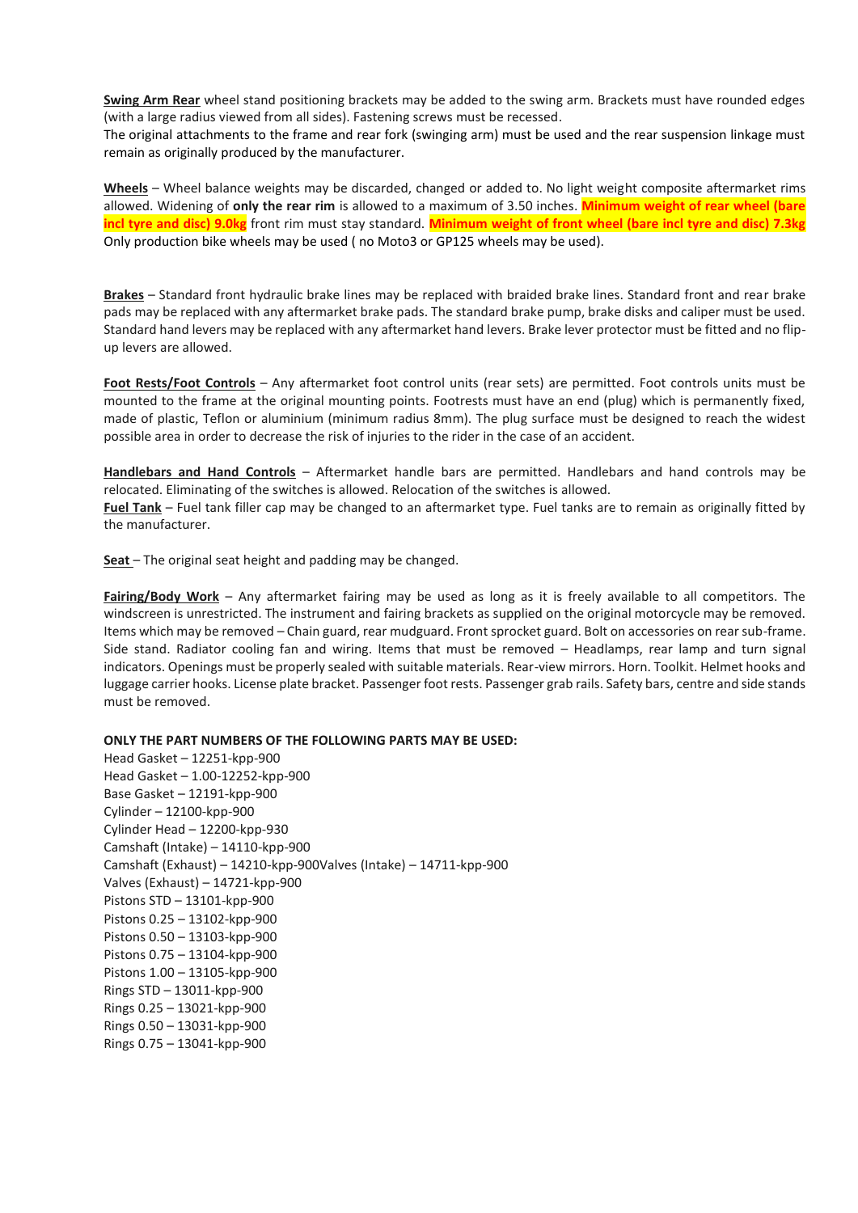**Swing Arm Rear** wheel stand positioning brackets may be added to the swing arm. Brackets must have rounded edges (with a large radius viewed from all sides). Fastening screws must be recessed.
The original attachments to the frame and rear fork (swinging arm) must be used and the rear suspension linkage must remain as originally produced by the manufacturer.

**Wheels** – Wheel balance weights may be discarded, changed or added to. No light weight composite aftermarket rims allowed. Widening of **only the rear rim** is allowed to a maximum of 3.50 inches. **Minimum weight of rear wheel (bare incl tyre and disc) 9.0kg** front rim must stay standard. **Minimum weight of front wheel (bare incl tyre and disc) 7.3kg** Only production bike wheels may be used ( no Moto3 or GP125 wheels may be used).

**Brakes** – Standard front hydraulic brake lines may be replaced with braided brake lines. Standard front and rear brake pads may be replaced with any aftermarket brake pads. The standard brake pump, brake disks and caliper must be used. Standard hand levers may be replaced with any aftermarket hand levers. Brake lever protector must be fitted and no flip-up levers are allowed.

**Foot Rests/Foot Controls** – Any aftermarket foot control units (rear sets) are permitted. Foot controls units must be mounted to the frame at the original mounting points. Footrests must have an end (plug) which is permanently fixed, made of plastic, Teflon or aluminium (minimum radius 8mm). The plug surface must be designed to reach the widest possible area in order to decrease the risk of injuries to the rider in the case of an accident.

**Handlebars and Hand Controls** – Aftermarket handle bars are permitted. Handlebars and hand controls may be relocated. Eliminating of the switches is allowed. Relocation of the switches is allowed.
**Fuel Tank** – Fuel tank filler cap may be changed to an aftermarket type. Fuel tanks are to remain as originally fitted by the manufacturer.

**Seat** – The original seat height and padding may be changed.

**Fairing/Body Work** – Any aftermarket fairing may be used as long as it is freely available to all competitors. The windscreen is unrestricted. The instrument and fairing brackets as supplied on the original motorcycle may be removed. Items which may be removed – Chain guard, rear mudguard. Front sprocket guard. Bolt on accessories on rear sub-frame. Side stand. Radiator cooling fan and wiring. Items that must be removed – Headlamps, rear lamp and turn signal indicators. Openings must be properly sealed with suitable materials. Rear-view mirrors. Horn. Toolkit. Helmet hooks and luggage carrier hooks. License plate bracket. Passenger foot rests. Passenger grab rails. Safety bars, centre and side stands must be removed.

**ONLY THE PART NUMBERS OF THE FOLLOWING PARTS MAY BE USED:**

Head Gasket – 12251-kpp-900
Head Gasket – 1.00-12252-kpp-900
Base Gasket – 12191-kpp-900
Cylinder – 12100-kpp-900
Cylinder Head – 12200-kpp-930
Camshaft (Intake) – 14110-kpp-900
Camshaft (Exhaust) – 14210-kpp-900Valves (Intake) – 14711-kpp-900
Valves (Exhaust) – 14721-kpp-900
Pistons STD – 13101-kpp-900
Pistons 0.25 – 13102-kpp-900
Pistons 0.50 – 13103-kpp-900
Pistons 0.75 – 13104-kpp-900
Pistons 1.00 – 13105-kpp-900
Rings STD – 13011-kpp-900
Rings 0.25 – 13021-kpp-900
Rings 0.50 – 13031-kpp-900
Rings 0.75 – 13041-kpp-900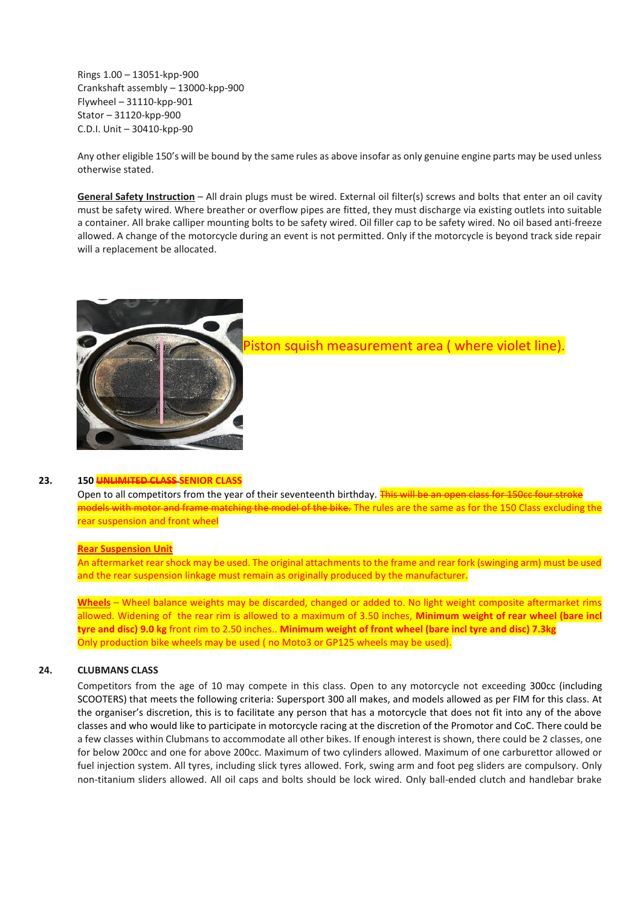Rings 1.00 – 13051-kpp-900
Crankshaft assembly – 13000-kpp-900
Flywheel – 31110-kpp-901
Stator – 31120-kpp-900
C.D.I. Unit – 30410-kpp-90

Any other eligible 150's will be bound by the same rules as above insofar as only genuine engine parts may be used unless otherwise stated.

**General Safety Instruction** – All drain plugs must be wired. External oil filter(s) screws and bolts that enter an oil cavity must be safety wired. Where breather or overflow pipes are fitted, they must discharge via existing outlets into suitable a container. All brake calliper mounting bolts to be safety wired. Oil filler cap to be safety wired. No oil based anti-freeze allowed. A change of the motorcycle during an event is not permitted. Only if the motorcycle is beyond track side repair will a replacement be allocated.

Piston squish measurement area ( where violet line).

**23. 150 ~~UNLIMITED CLASS~~ SENIOR CLASS**

Open to all competitors from the year of their seventeenth birthday. ~~This will be an open class for 150cc four stroke models with motor and frame matching the model of the bike.~~ The rules are the same as for the 150 Class excluding the rear suspension and front wheel

**Rear Suspension Unit**

An aftermarket rear shock may be used. The original attachments to the frame and rear fork (swinging arm) must be used and the rear suspension linkage must remain as originally produced by the manufacturer.

**Wheels** – Wheel balance weights may be discarded, changed or added to. No light weight composite aftermarket rims allowed. Widening of the rear rim is allowed to a maximum of 3.50 inches, **Minimum weight of rear wheel (bare incl tyre and disc) 9.0 kg** front rim to 2.50 inches.. **Minimum weight of front wheel (bare incl tyre and disc) 7.3kg**
Only production bike wheels may be used ( no Moto3 or GP125 wheels may be used).

**24. CLUBMANS CLASS**

Competitors from the age of 10 may compete in this class. Open to any motorcycle not exceeding 300cc (including SCOOTERS) that meets the following criteria: Supersport 300 all makes, and models allowed as per FIM for this class. At the organiser's discretion, this is to facilitate any person that has a motorcycle that does not fit into any of the above classes and who would like to participate in motorcycle racing at the discretion of the Promotor and CoC. There could be a few classes within Clubmans to accommodate all other bikes. If enough interest is shown, there could be 2 classes, one for below 200cc and one for above 200cc. Maximum of two cylinders allowed. Maximum of one carburettor allowed or fuel injection system. All tyres, including slick tyres allowed. Fork, swing arm and foot peg sliders are compulsory. Only non-titanium sliders allowed. All oil caps and bolts should be lock wired. Only ball-ended clutch and handlebar brake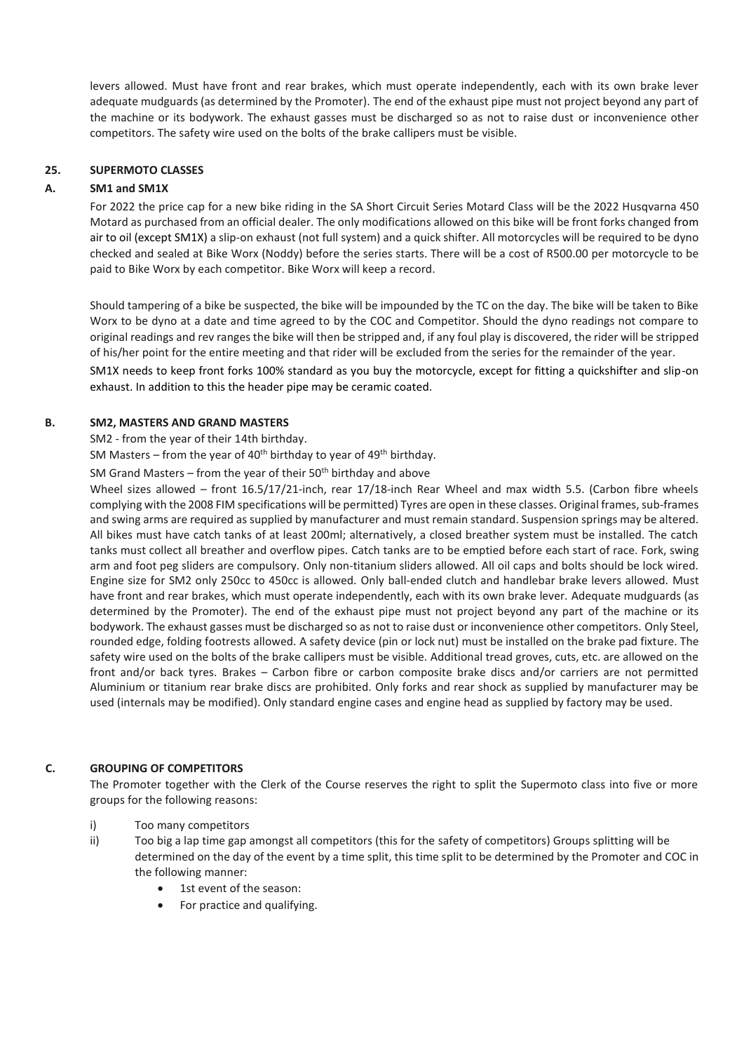levers allowed. Must have front and rear brakes, which must operate independently, each with its own brake lever adequate mudguards (as determined by the Promoter). The end of the exhaust pipe must not project beyond any part of the machine or its bodywork. The exhaust gasses must be discharged so as not to raise dust or inconvenience other competitors. The safety wire used on the bolts of the brake callipers must be visible.

## 25. SUPERMOTO CLASSES

### A. SM1 and SM1X

For 2022 the price cap for a new bike riding in the SA Short Circuit Series Motard Class will be the 2022 Husqvarna 450 Motard as purchased from an official dealer. The only modifications allowed on this bike will be front forks changed from air to oil (except SM1X) a slip-on exhaust (not full system) and a quick shifter. All motorcycles will be required to be dyno checked and sealed at Bike Worx (Noddy) before the series starts. There will be a cost of R500.00 per motorcycle to be paid to Bike Worx by each competitor. Bike Worx will keep a record.

Should tampering of a bike be suspected, the bike will be impounded by the TC on the day. The bike will be taken to Bike Worx to be dyno at a date and time agreed to by the COC and Competitor. Should the dyno readings not compare to original readings and rev ranges the bike will then be stripped and, if any foul play is discovered, the rider will be stripped of his/her point for the entire meeting and that rider will be excluded from the series for the remainder of the year.

SM1X needs to keep front forks 100% standard as you buy the motorcycle, except for fitting a quickshifter and slip-on exhaust. In addition to this the header pipe may be ceramic coated.

### B. SM2, MASTERS AND GRAND MASTERS

SM2 - from the year of their 14th birthday.

SM Masters – from the year of 40th birthday to year of 49th birthday.

SM Grand Masters – from the year of their 50th birthday and above

Wheel sizes allowed – front 16.5/17/21-inch, rear 17/18-inch Rear Wheel and max width 5.5. (Carbon fibre wheels complying with the 2008 FIM specifications will be permitted) Tyres are open in these classes. Original frames, sub-frames and swing arms are required as supplied by manufacturer and must remain standard. Suspension springs may be altered. All bikes must have catch tanks of at least 200ml; alternatively, a closed breather system must be installed. The catch tanks must collect all breather and overflow pipes. Catch tanks are to be emptied before each start of race. Fork, swing arm and foot peg sliders are compulsory. Only non-titanium sliders allowed. All oil caps and bolts should be lock wired. Engine size for SM2 only 250cc to 450cc is allowed. Only ball-ended clutch and handlebar brake levers allowed. Must have front and rear brakes, which must operate independently, each with its own brake lever. Adequate mudguards (as determined by the Promoter). The end of the exhaust pipe must not project beyond any part of the machine or its bodywork. The exhaust gasses must be discharged so as not to raise dust or inconvenience other competitors. Only Steel, rounded edge, folding footrests allowed. A safety device (pin or lock nut) must be installed on the brake pad fixture. The safety wire used on the bolts of the brake callipers must be visible. Additional tread groves, cuts, etc. are allowed on the front and/or back tyres. Brakes – Carbon fibre or carbon composite brake discs and/or carriers are not permitted Aluminium or titanium rear brake discs are prohibited. Only forks and rear shock as supplied by manufacturer may be used (internals may be modified). Only standard engine cases and engine head as supplied by factory may be used.

### C. GROUPING OF COMPETITORS

The Promoter together with the Clerk of the Course reserves the right to split the Supermoto class into five or more groups for the following reasons:

i) Too many competitors

ii) Too big a lap time gap amongst all competitors (this for the safety of competitors) Groups splitting will be determined on the day of the event by a time split, this time split to be determined by the Promoter and COC in the following manner:

- 1st event of the season:
- For practice and qualifying.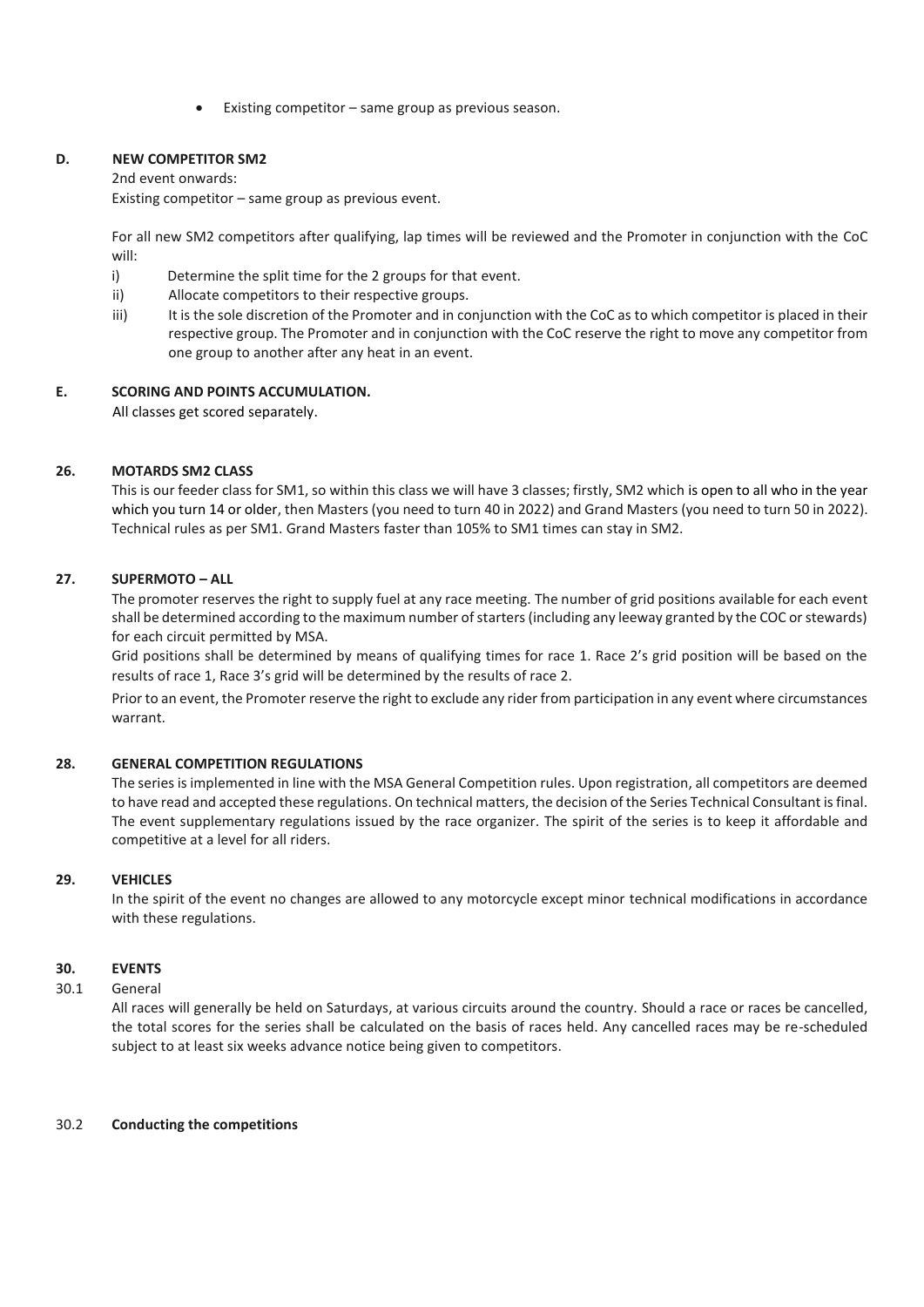- Existing competitor – same group as previous season.

### D. NEW COMPETITOR SM2

2nd event onwards:
Existing competitor – same group as previous event.

For all new SM2 competitors after qualifying, lap times will be reviewed and the Promoter in conjunction with the CoC will:

i) Determine the split time for the 2 groups for that event.
ii) Allocate competitors to their respective groups.
iii) It is the sole discretion of the Promoter and in conjunction with the CoC as to which competitor is placed in their respective group. The Promoter and in conjunction with the CoC reserve the right to move any competitor from one group to another after any heat in an event.

### E. SCORING AND POINTS ACCUMULATION.

All classes get scored separately.

## 26. MOTARDS SM2 CLASS

This is our feeder class for SM1, so within this class we will have 3 classes; firstly, SM2 which is open to all who in the year which you turn 14 or older, then Masters (you need to turn 40 in 2022) and Grand Masters (you need to turn 50 in 2022). Technical rules as per SM1. Grand Masters faster than 105% to SM1 times can stay in SM2.

## 27. SUPERMOTO – ALL

The promoter reserves the right to supply fuel at any race meeting. The number of grid positions available for each event shall be determined according to the maximum number of starters (including any leeway granted by the COC or stewards) for each circuit permitted by MSA.

Grid positions shall be determined by means of qualifying times for race 1. Race 2's grid position will be based on the results of race 1, Race 3's grid will be determined by the results of race 2.

Prior to an event, the Promoter reserve the right to exclude any rider from participation in any event where circumstances warrant.

## 28. GENERAL COMPETITION REGULATIONS

The series is implemented in line with the MSA General Competition rules. Upon registration, all competitors are deemed to have read and accepted these regulations. On technical matters, the decision of the Series Technical Consultant is final. The event supplementary regulations issued by the race organizer. The spirit of the series is to keep it affordable and competitive at a level for all riders.

## 29. VEHICLES

In the spirit of the event no changes are allowed to any motorcycle except minor technical modifications in accordance with these regulations.

## 30. EVENTS

### 30.1 General

All races will generally be held on Saturdays, at various circuits around the country. Should a race or races be cancelled, the total scores for the series shall be calculated on the basis of races held. Any cancelled races may be re-scheduled subject to at least six weeks advance notice being given to competitors.

### 30.2 **Conducting the competitions**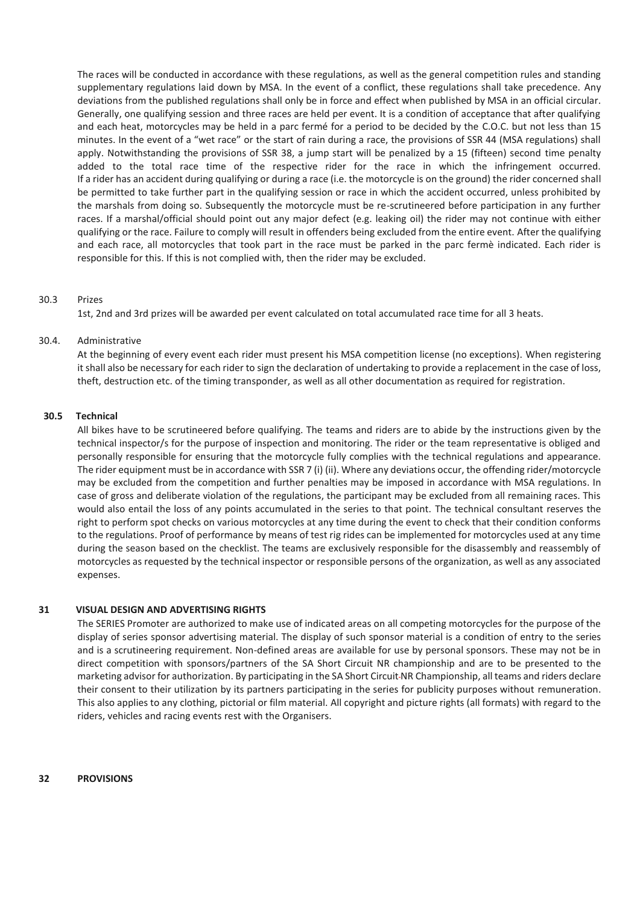The races will be conducted in accordance with these regulations, as well as the general competition rules and standing supplementary regulations laid down by MSA. In the event of a conflict, these regulations shall take precedence. Any deviations from the published regulations shall only be in force and effect when published by MSA in an official circular. Generally, one qualifying session and three races are held per event. It is a condition of acceptance that after qualifying and each heat, motorcycles may be held in a parc fermé for a period to be decided by the C.O.C. but not less than 15 minutes. In the event of a "wet race" or the start of rain during a race, the provisions of SSR 44 (MSA regulations) shall apply. Notwithstanding the provisions of SSR 38, a jump start will be penalized by a 15 (fifteen) second time penalty added to the total race time of the respective rider for the race in which the infringement occurred. If a rider has an accident during qualifying or during a race (i.e. the motorcycle is on the ground) the rider concerned shall be permitted to take further part in the qualifying session or race in which the accident occurred, unless prohibited by the marshals from doing so. Subsequently the motorcycle must be re-scrutineered before participation in any further races. If a marshal/official should point out any major defect (e.g. leaking oil) the rider may not continue with either qualifying or the race. Failure to comply will result in offenders being excluded from the entire event. After the qualifying and each race, all motorcycles that took part in the race must be parked in the parc fermè indicated. Each rider is responsible for this. If this is not complied with, then the rider may be excluded.

30.3 Prizes

1st, 2nd and 3rd prizes will be awarded per event calculated on total accumulated race time for all 3 heats.

30.4. Administrative

At the beginning of every event each rider must present his MSA competition license (no exceptions). When registering it shall also be necessary for each rider to sign the declaration of undertaking to provide a replacement in the case of loss, theft, destruction etc. of the timing transponder, as well as all other documentation as required for registration.

**30.5 Technical**

All bikes have to be scrutineered before qualifying. The teams and riders are to abide by the instructions given by the technical inspector/s for the purpose of inspection and monitoring. The rider or the team representative is obliged and personally responsible for ensuring that the motorcycle fully complies with the technical regulations and appearance. The rider equipment must be in accordance with SSR 7 (i) (ii). Where any deviations occur, the offending rider/motorcycle may be excluded from the competition and further penalties may be imposed in accordance with MSA regulations. In case of gross and deliberate violation of the regulations, the participant may be excluded from all remaining races. This would also entail the loss of any points accumulated in the series to that point. The technical consultant reserves the right to perform spot checks on various motorcycles at any time during the event to check that their condition conforms to the regulations. Proof of performance by means of test rig rides can be implemented for motorcycles used at any time during the season based on the checklist. The teams are exclusively responsible for the disassembly and reassembly of motorcycles as requested by the technical inspector or responsible persons of the organization, as well as any associated expenses.

## 31 VISUAL DESIGN AND ADVERTISING RIGHTS

The SERIES Promoter are authorized to make use of indicated areas on all competing motorcycles for the purpose of the display of series sponsor advertising material. The display of such sponsor material is a condition of entry to the series and is a scrutineering requirement. Non-defined areas are available for use by personal sponsors. These may not be in direct competition with sponsors/partners of the SA Short Circuit NR championship and are to be presented to the marketing advisor for authorization. By participating in the SA Short Circuit NR Championship, all teams and riders declare their consent to their utilization by its partners participating in the series for publicity purposes without remuneration. This also applies to any clothing, pictorial or film material. All copyright and picture rights (all formats) with regard to the riders, vehicles and racing events rest with the Organisers.

## 32 PROVISIONS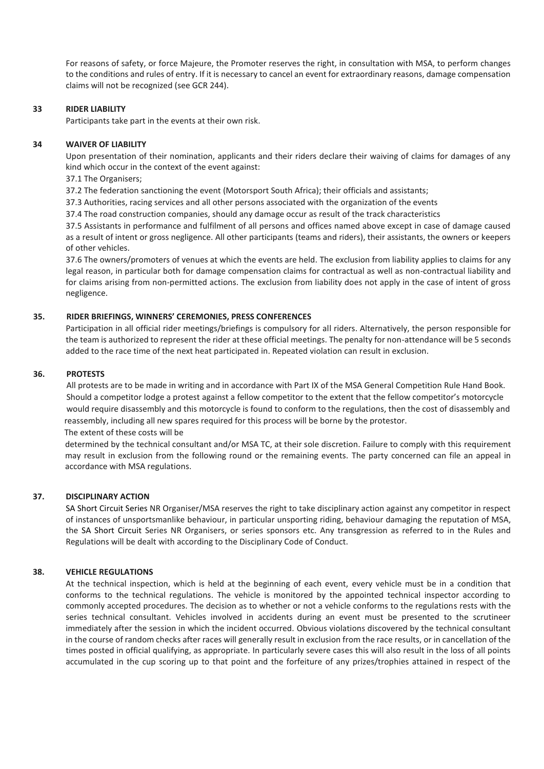For reasons of safety, or force Majeure, the Promoter reserves the right, in consultation with MSA, to perform changes to the conditions and rules of entry. If it is necessary to cancel an event for extraordinary reasons, damage compensation claims will not be recognized (see GCR 244).

## 33 RIDER LIABILITY

Participants take part in the events at their own risk.

## 34 WAIVER OF LIABILITY

Upon presentation of their nomination, applicants and their riders declare their waiving of claims for damages of any kind which occur in the context of the event against:

37.1 The Organisers;

37.2 The federation sanctioning the event (Motorsport South Africa); their officials and assistants;

37.3 Authorities, racing services and all other persons associated with the organization of the events

37.4 The road construction companies, should any damage occur as result of the track characteristics

37.5 Assistants in performance and fulfilment of all persons and offices named above except in case of damage caused as a result of intent or gross negligence. All other participants (teams and riders), their assistants, the owners or keepers of other vehicles.

37.6 The owners/promoters of venues at which the events are held. The exclusion from liability applies to claims for any legal reason, in particular both for damage compensation claims for contractual as well as non-contractual liability and for claims arising from non-permitted actions. The exclusion from liability does not apply in the case of intent of gross negligence.

## 35. RIDER BRIEFINGS, WINNERS' CEREMONIES, PRESS CONFERENCES

Participation in all official rider meetings/briefings is compulsory for all riders. Alternatively, the person responsible for the team is authorized to represent the rider at these official meetings. The penalty for non-attendance will be 5 seconds added to the race time of the next heat participated in. Repeated violation can result in exclusion.

## 36. PROTESTS

All protests are to be made in writing and in accordance with Part IX of the MSA General Competition Rule Hand Book. Should a competitor lodge a protest against a fellow competitor to the extent that the fellow competitor's motorcycle would require disassembly and this motorcycle is found to conform to the regulations, then the cost of disassembly and reassembly, including all new spares required for this process will be borne by the protestor.

The extent of these costs will be

determined by the technical consultant and/or MSA TC, at their sole discretion. Failure to comply with this requirement may result in exclusion from the following round or the remaining events. The party concerned can file an appeal in accordance with MSA regulations.

## 37. DISCIPLINARY ACTION

SA Short Circuit Series NR Organiser/MSA reserves the right to take disciplinary action against any competitor in respect of instances of unsportsmanlike behaviour, in particular unsporting riding, behaviour damaging the reputation of MSA, the SA Short Circuit Series NR Organisers, or series sponsors etc. Any transgression as referred to in the Rules and Regulations will be dealt with according to the Disciplinary Code of Conduct.

## 38. VEHICLE REGULATIONS

At the technical inspection, which is held at the beginning of each event, every vehicle must be in a condition that conforms to the technical regulations. The vehicle is monitored by the appointed technical inspector according to commonly accepted procedures. The decision as to whether or not a vehicle conforms to the regulations rests with the series technical consultant. Vehicles involved in accidents during an event must be presented to the scrutineer immediately after the session in which the incident occurred. Obvious violations discovered by the technical consultant in the course of random checks after races will generally result in exclusion from the race results, or in cancellation of the times posted in official qualifying, as appropriate. In particularly severe cases this will also result in the loss of all points accumulated in the cup scoring up to that point and the forfeiture of any prizes/trophies attained in respect of the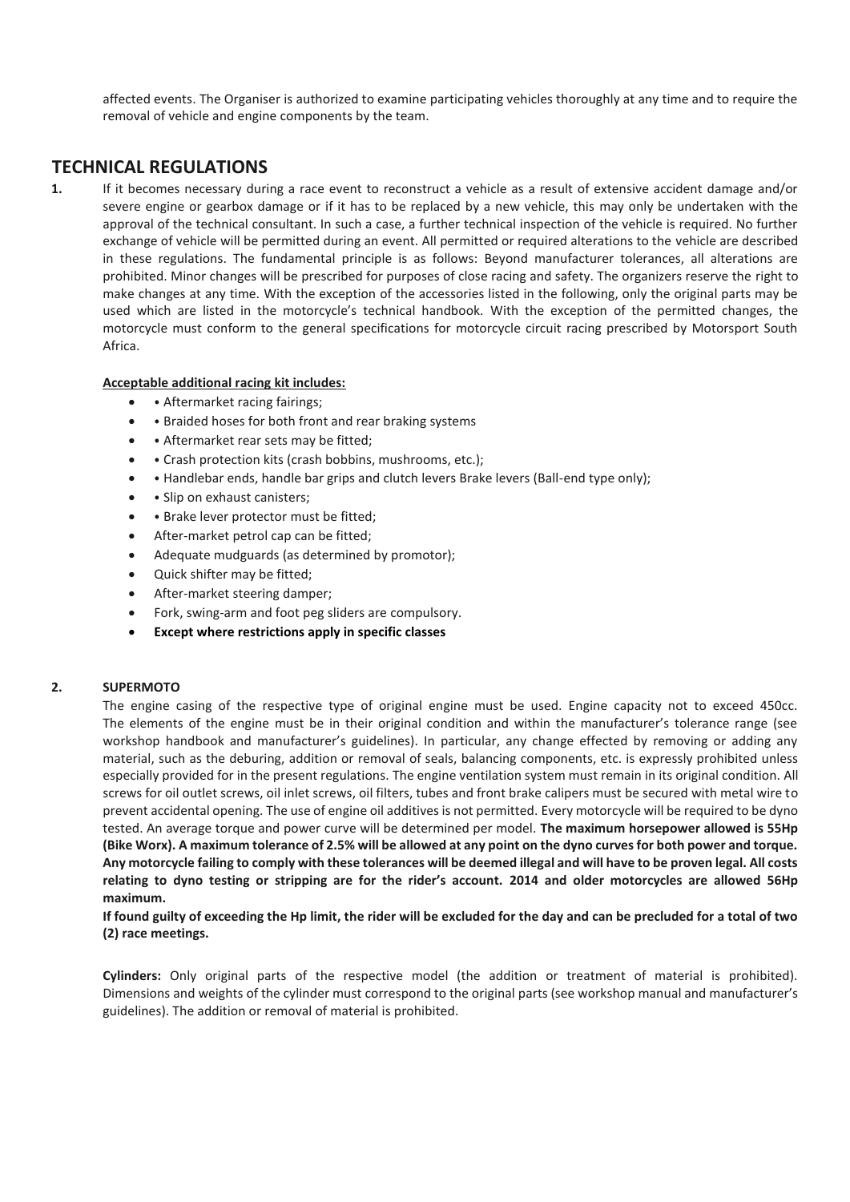affected events. The Organiser is authorized to examine participating vehicles thoroughly at any time and to require the removal of vehicle and engine components by the team.

## TECHNICAL REGULATIONS

**1.** If it becomes necessary during a race event to reconstruct a vehicle as a result of extensive accident damage and/or severe engine or gearbox damage or if it has to be replaced by a new vehicle, this may only be undertaken with the approval of the technical consultant. In such a case, a further technical inspection of the vehicle is required. No further exchange of vehicle will be permitted during an event. All permitted or required alterations to the vehicle are described in these regulations. The fundamental principle is as follows: Beyond manufacturer tolerances, all alterations are prohibited. Minor changes will be prescribed for purposes of close racing and safety. The organizers reserve the right to make changes at any time. With the exception of the accessories listed in the following, only the original parts may be used which are listed in the motorcycle's technical handbook. With the exception of the permitted changes, the motorcycle must conform to the general specifications for motorcycle circuit racing prescribed by Motorsport South Africa.

**Acceptable additional racing kit includes:**

- • Aftermarket racing fairings;
- • Braided hoses for both front and rear braking systems
- • Aftermarket rear sets may be fitted;
- • Crash protection kits (crash bobbins, mushrooms, etc.);
- • Handlebar ends, handle bar grips and clutch levers Brake levers (Ball-end type only);
- • Slip on exhaust canisters;
- • Brake lever protector must be fitted;
- After-market petrol cap can be fitted;
- Adequate mudguards (as determined by promotor);
- Quick shifter may be fitted;
- After-market steering damper;
- Fork, swing-arm and foot peg sliders are compulsory.
- **Except where restrictions apply in specific classes**

**2. SUPERMOTO**

The engine casing of the respective type of original engine must be used. Engine capacity not to exceed 450cc. The elements of the engine must be in their original condition and within the manufacturer's tolerance range (see workshop handbook and manufacturer's guidelines). In particular, any change effected by removing or adding any material, such as the deburing, addition or removal of seals, balancing components, etc. is expressly prohibited unless especially provided for in the present regulations. The engine ventilation system must remain in its original condition. All screws for oil outlet screws, oil inlet screws, oil filters, tubes and front brake calipers must be secured with metal wire to prevent accidental opening. The use of engine oil additives is not permitted. Every motorcycle will be required to be dyno tested. An average torque and power curve will be determined per model. **The maximum horsepower allowed is 55Hp (Bike Worx). A maximum tolerance of 2.5% will be allowed at any point on the dyno curves for both power and torque. Any motorcycle failing to comply with these tolerances will be deemed illegal and will have to be proven legal. All costs relating to dyno testing or stripping are for the rider's account. 2014 and older motorcycles are allowed 56Hp maximum.**

**If found guilty of exceeding the Hp limit, the rider will be excluded for the day and can be precluded for a total of two (2) race meetings.**

**Cylinders:** Only original parts of the respective model (the addition or treatment of material is prohibited). Dimensions and weights of the cylinder must correspond to the original parts (see workshop manual and manufacturer's guidelines). The addition or removal of material is prohibited.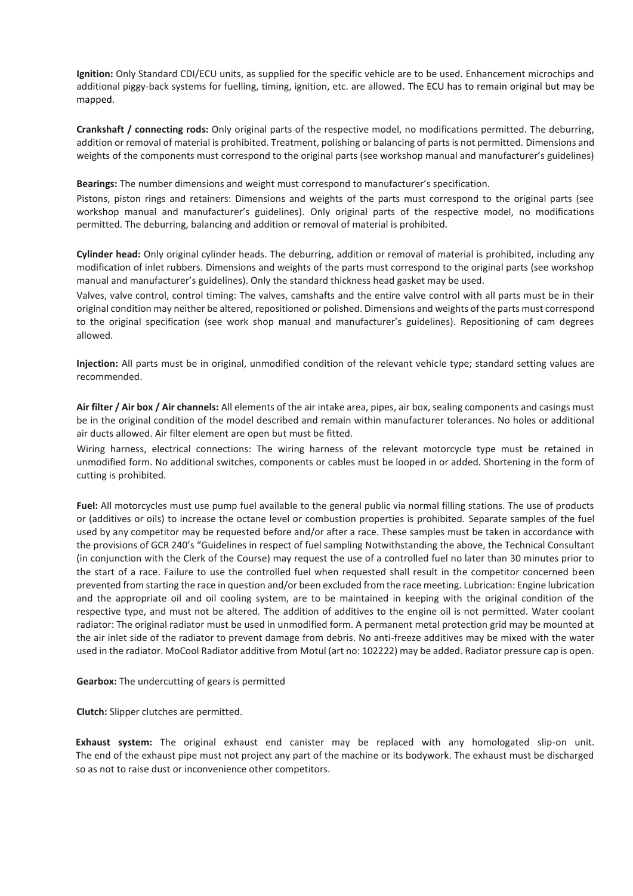**Ignition:** Only Standard CDI/ECU units, as supplied for the specific vehicle are to be used. Enhancement microchips and additional piggy-back systems for fuelling, timing, ignition, etc. are allowed. The ECU has to remain original but may be mapped.

**Crankshaft / connecting rods:** Only original parts of the respective model, no modifications permitted. The deburring, addition or removal of material is prohibited. Treatment, polishing or balancing of parts is not permitted. Dimensions and weights of the components must correspond to the original parts (see workshop manual and manufacturer's guidelines)

**Bearings:** The number dimensions and weight must correspond to manufacturer's specification.

Pistons, piston rings and retainers: Dimensions and weights of the parts must correspond to the original parts (see workshop manual and manufacturer's guidelines). Only original parts of the respective model, no modifications permitted. The deburring, balancing and addition or removal of material is prohibited.

**Cylinder head:** Only original cylinder heads. The deburring, addition or removal of material is prohibited, including any modification of inlet rubbers. Dimensions and weights of the parts must correspond to the original parts (see workshop manual and manufacturer's guidelines). Only the standard thickness head gasket may be used.

Valves, valve control, control timing: The valves, camshafts and the entire valve control with all parts must be in their original condition may neither be altered, repositioned or polished. Dimensions and weights of the parts must correspond to the original specification (see work shop manual and manufacturer's guidelines). Repositioning of cam degrees allowed.

**Injection:** All parts must be in original, unmodified condition of the relevant vehicle type; standard setting values are recommended.

**Air filter / Air box / Air channels:** All elements of the air intake area, pipes, air box, sealing components and casings must be in the original condition of the model described and remain within manufacturer tolerances. No holes or additional air ducts allowed. Air filter element are open but must be fitted.

Wiring harness, electrical connections: The wiring harness of the relevant motorcycle type must be retained in unmodified form. No additional switches, components or cables must be looped in or added. Shortening in the form of cutting is prohibited.

**Fuel:** All motorcycles must use pump fuel available to the general public via normal filling stations. The use of products or (additives or oils) to increase the octane level or combustion properties is prohibited. Separate samples of the fuel used by any competitor may be requested before and/or after a race. These samples must be taken in accordance with the provisions of GCR 240's "Guidelines in respect of fuel sampling Notwithstanding the above, the Technical Consultant (in conjunction with the Clerk of the Course) may request the use of a controlled fuel no later than 30 minutes prior to the start of a race. Failure to use the controlled fuel when requested shall result in the competitor concerned been prevented from starting the race in question and/or been excluded from the race meeting. Lubrication: Engine lubrication and the appropriate oil and oil cooling system, are to be maintained in keeping with the original condition of the respective type, and must not be altered. The addition of additives to the engine oil is not permitted. Water coolant radiator: The original radiator must be used in unmodified form. A permanent metal protection grid may be mounted at the air inlet side of the radiator to prevent damage from debris. No anti-freeze additives may be mixed with the water used in the radiator. MoCool Radiator additive from Motul (art no: 102222) may be added. Radiator pressure cap is open.

**Gearbox:** The undercutting of gears is permitted

**Clutch:** Slipper clutches are permitted.

**Exhaust system:** The original exhaust end canister may be replaced with any homologated slip-on unit. The end of the exhaust pipe must not project any part of the machine or its bodywork. The exhaust must be discharged so as not to raise dust or inconvenience other competitors.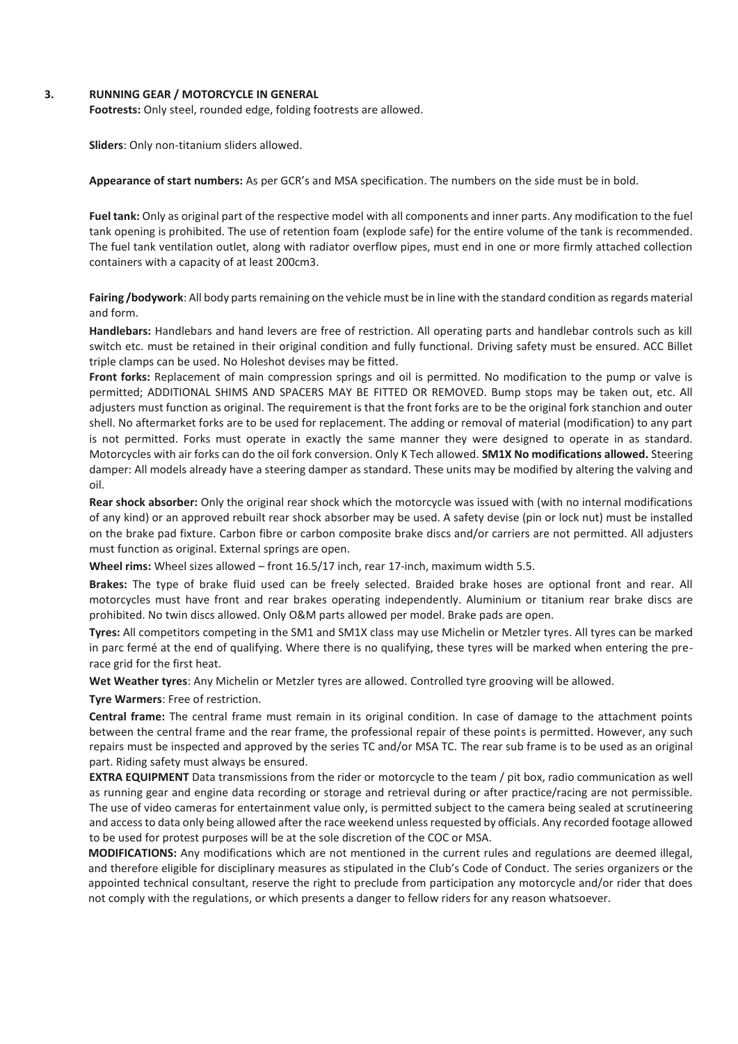## 3. RUNNING GEAR / MOTORCYCLE IN GENERAL

**Footrests:** Only steel, rounded edge, folding footrests are allowed.

**Sliders**: Only non-titanium sliders allowed.

**Appearance of start numbers:** As per GCR's and MSA specification. The numbers on the side must be in bold.

**Fuel tank:** Only as original part of the respective model with all components and inner parts. Any modification to the fuel tank opening is prohibited. The use of retention foam (explode safe) for the entire volume of the tank is recommended. The fuel tank ventilation outlet, along with radiator overflow pipes, must end in one or more firmly attached collection containers with a capacity of at least 200cm3.

**Fairing /bodywork**: All body parts remaining on the vehicle must be in line with the standard condition as regards material and form.

**Handlebars:** Handlebars and hand levers are free of restriction. All operating parts and handlebar controls such as kill switch etc. must be retained in their original condition and fully functional. Driving safety must be ensured. ACC Billet triple clamps can be used. No Holeshot devises may be fitted.

**Front forks:** Replacement of main compression springs and oil is permitted. No modification to the pump or valve is permitted; ADDITIONAL SHIMS AND SPACERS MAY BE FITTED OR REMOVED. Bump stops may be taken out, etc. All adjusters must function as original. The requirement is that the front forks are to be the original fork stanchion and outer shell. No aftermarket forks are to be used for replacement. The adding or removal of material (modification) to any part is not permitted. Forks must operate in exactly the same manner they were designed to operate in as standard. Motorcycles with air forks can do the oil fork conversion. Only K Tech allowed. **SM1X No modifications allowed.** Steering damper: All models already have a steering damper as standard. These units may be modified by altering the valving and oil.

**Rear shock absorber:** Only the original rear shock which the motorcycle was issued with (with no internal modifications of any kind) or an approved rebuilt rear shock absorber may be used. A safety devise (pin or lock nut) must be installed on the brake pad fixture. Carbon fibre or carbon composite brake discs and/or carriers are not permitted. All adjusters must function as original. External springs are open.

**Wheel rims:** Wheel sizes allowed – front 16.5/17 inch, rear 17-inch, maximum width 5.5.

**Brakes:** The type of brake fluid used can be freely selected. Braided brake hoses are optional front and rear. All motorcycles must have front and rear brakes operating independently. Aluminium or titanium rear brake discs are prohibited. No twin discs allowed. Only O&M parts allowed per model. Brake pads are open.

**Tyres:** All competitors competing in the SM1 and SM1X class may use Michelin or Metzler tyres. All tyres can be marked in parc fermé at the end of qualifying. Where there is no qualifying, these tyres will be marked when entering the pre-race grid for the first heat.

**Wet Weather tyres**: Any Michelin or Metzler tyres are allowed. Controlled tyre grooving will be allowed.

**Tyre Warmers**: Free of restriction.

**Central frame:** The central frame must remain in its original condition. In case of damage to the attachment points between the central frame and the rear frame, the professional repair of these points is permitted. However, any such repairs must be inspected and approved by the series TC and/or MSA TC. The rear sub frame is to be used as an original part. Riding safety must always be ensured.

**EXTRA EQUIPMENT** Data transmissions from the rider or motorcycle to the team / pit box, radio communication as well as running gear and engine data recording or storage and retrieval during or after practice/racing are not permissible. The use of video cameras for entertainment value only, is permitted subject to the camera being sealed at scrutineering and access to data only being allowed after the race weekend unless requested by officials. Any recorded footage allowed to be used for protest purposes will be at the sole discretion of the COC or MSA.

**MODIFICATIONS:** Any modifications which are not mentioned in the current rules and regulations are deemed illegal, and therefore eligible for disciplinary measures as stipulated in the Club's Code of Conduct. The series organizers or the appointed technical consultant, reserve the right to preclude from participation any motorcycle and/or rider that does not comply with the regulations, or which presents a danger to fellow riders for any reason whatsoever.